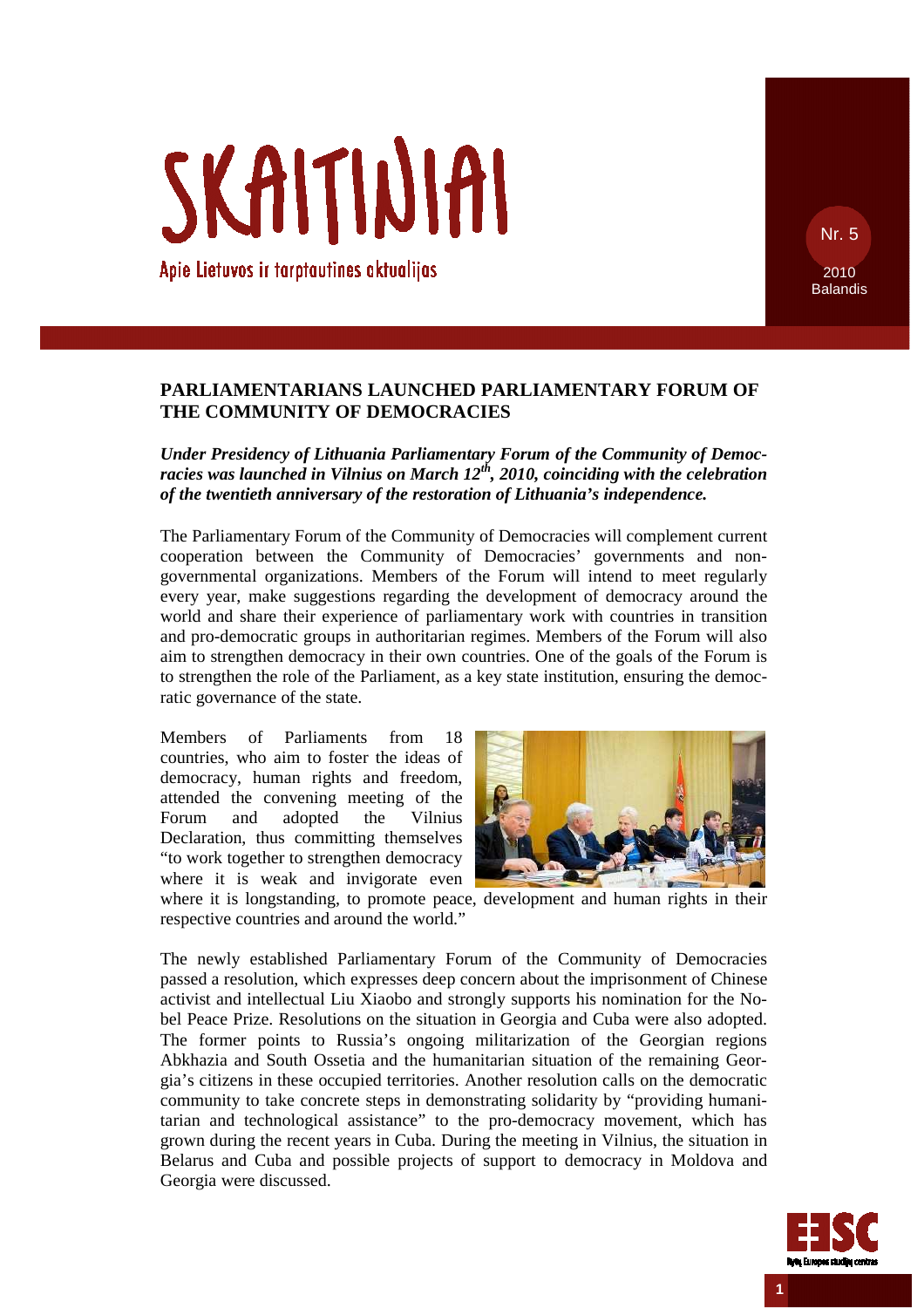# SKAITINIAI

Apie Lietuvos ir tarptautines aktualijas

Nr. 5

2010 Balandis

## PARLIAMENTARIANS LAUNCHED PARLIAMENTARY FORUM OF THE COMMUNITY OF DEMOCRACIES

***Under Presidency of Lithuania Parliamentary Forum of the Community of Democracies was launched in Vilnius on March 12th, 2010, coinciding with the celebration of the twentieth anniversary of the restoration of Lithuania's independence.***

The Parliamentary Forum of the Community of Democracies will complement current cooperation between the Community of Democracies' governments and non-governmental organizations. Members of the Forum will intend to meet regularly every year, make suggestions regarding the development of democracy around the world and share their experience of parliamentary work with countries in transition and pro-democratic groups in authoritarian regimes. Members of the Forum will also aim to strengthen democracy in their own countries. One of the goals of the Forum is to strengthen the role of the Parliament, as a key state institution, ensuring the democratic governance of the state.

Members of Parliaments from 18 countries, who aim to foster the ideas of democracy, human rights and freedom, attended the convening meeting of the Forum and adopted the Vilnius Declaration, thus committing themselves "to work together to strengthen democracy where it is weak and invigorate even where it is longstanding, to promote peace, development and human rights in their respective countries and around the world."

The newly established Parliamentary Forum of the Community of Democracies passed a resolution, which expresses deep concern about the imprisonment of Chinese activist and intellectual Liu Xiaobo and strongly supports his nomination for the Nobel Peace Prize. Resolutions on the situation in Georgia and Cuba were also adopted. The former points to Russia's ongoing militarization of the Georgian regions Abkhazia and South Ossetia and the humanitarian situation of the remaining Georgia's citizens in these occupied territories. Another resolution calls on the democratic community to take concrete steps in demonstrating solidarity by "providing humanitarian and technological assistance" to the pro-democracy movement, which has grown during the recent years in Cuba. During the meeting in Vilnius, the situation in Belarus and Cuba and possible projects of support to democracy in Moldova and Georgia were discussed.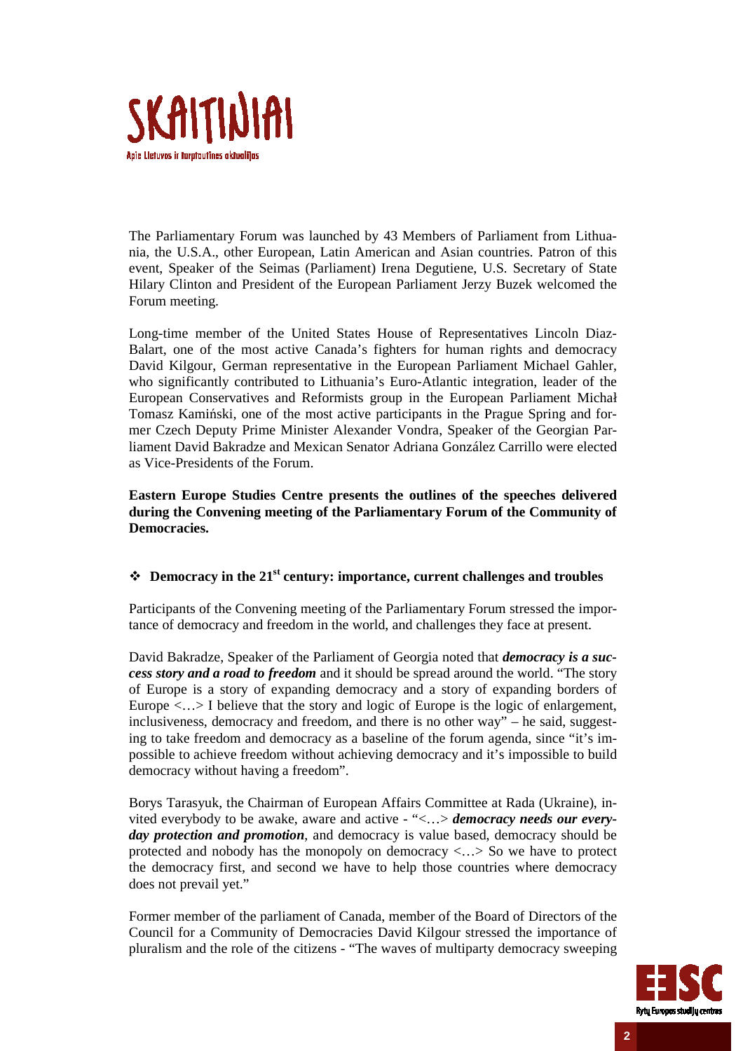The Parliamentary Forum was launched by 43 Members of Parliament from Lithuania, the U.S.A., other European, Latin American and Asian countries. Patron of this event, Speaker of the Seimas (Parliament) Irena Degutiene, U.S. Secretary of State Hilary Clinton and President of the European Parliament Jerzy Buzek welcomed the Forum meeting.

Long-time member of the United States House of Representatives Lincoln Diaz-Balart, one of the most active Canada's fighters for human rights and democracy David Kilgour, German representative in the European Parliament Michael Gahler, who significantly contributed to Lithuania's Euro-Atlantic integration, leader of the European Conservatives and Reformists group in the European Parliament Michał Tomasz Kamiński, one of the most active participants in the Prague Spring and former Czech Deputy Prime Minister Alexander Vondra, Speaker of the Georgian Parliament David Bakradze and Mexican Senator Adriana González Carrillo were elected as Vice-Presidents of the Forum.

**Eastern Europe Studies Centre presents the outlines of the speeches delivered during the Convening meeting of the Parliamentary Forum of the Community of Democracies.**

## ❖ Democracy in the 21st century: importance, current challenges and troubles

Participants of the Convening meeting of the Parliamentary Forum stressed the importance of democracy and freedom in the world, and challenges they face at present.

David Bakradze, Speaker of the Parliament of Georgia noted that ***democracy is a success story and a road to freedom*** and it should be spread around the world. "The story of Europe is a story of expanding democracy and a story of expanding borders of Europe <…> I believe that the story and logic of Europe is the logic of enlargement, inclusiveness, democracy and freedom, and there is no other way" – he said, suggesting to take freedom and democracy as a baseline of the forum agenda, since "it's impossible to achieve freedom without achieving democracy and it's impossible to build democracy without having a freedom".

Borys Tarasyuk, the Chairman of European Affairs Committee at Rada (Ukraine), invited everybody to be awake, aware and active - "<…> ***democracy needs our everyday protection and promotion***, and democracy is value based, democracy should be protected and nobody has the monopoly on democracy <…> So we have to protect the democracy first, and second we have to help those countries where democracy does not prevail yet."

Former member of the parliament of Canada, member of the Board of Directors of the Council for a Community of Democracies David Kilgour stressed the importance of pluralism and the role of the citizens - "The waves of multiparty democracy sweeping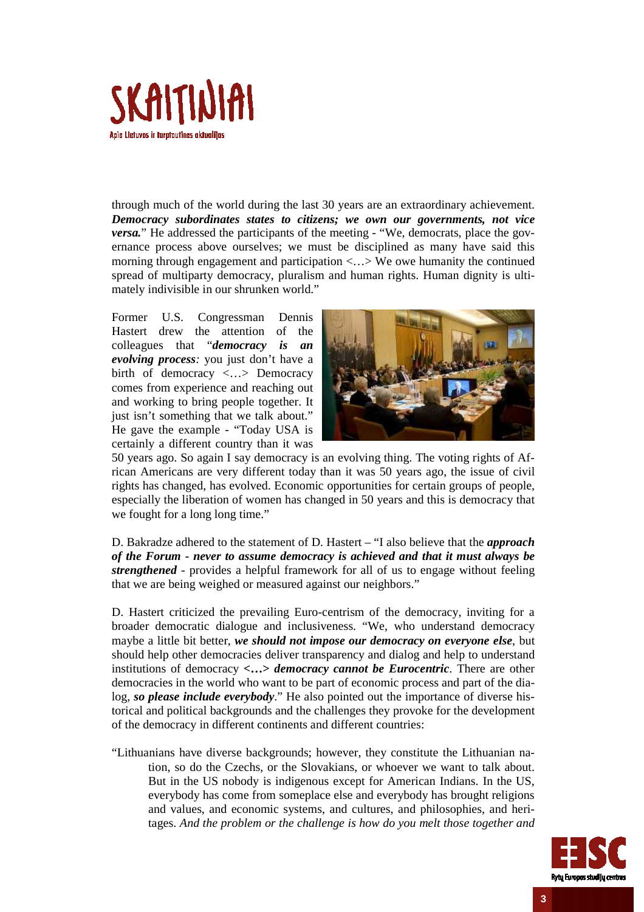through much of the world during the last 30 years are an extraordinary achievement. ***Democracy subordinates states to citizens; we own our governments, not vice versa.***" He addressed the participants of the meeting - "We, democrats, place the governance process above ourselves; we must be disciplined as many have said this morning through engagement and participation <…> We owe humanity the continued spread of multiparty democracy, pluralism and human rights. Human dignity is ultimately indivisible in our shrunken world."

Former U.S. Congressman Dennis Hastert drew the attention of the colleagues that "***democracy is an evolving process****:* you just don't have a birth of democracy <…> Democracy comes from experience and reaching out and working to bring people together. It just isn't something that we talk about." He gave the example - "Today USA is certainly a different country than it was 50 years ago. So again I say democracy is an evolving thing. The voting rights of African Americans are very different today than it was 50 years ago, the issue of civil rights has changed, has evolved. Economic opportunities for certain groups of people, especially the liberation of women has changed in 50 years and this is democracy that we fought for a long long time."

D. Bakradze adhered to the statement of D. Hastert – "I also believe that the ***approach of the Forum - never to assume democracy is achieved and that it must always be strengthened*** - provides a helpful framework for all of us to engage without feeling that we are being weighed or measured against our neighbors."

D. Hastert criticized the prevailing Euro-centrism of the democracy, inviting for a broader democratic dialogue and inclusiveness. "We, who understand democracy maybe a little bit better, ***we should not impose our democracy on everyone else***, but should help other democracies deliver transparency and dialog and help to understand institutions of democracy ***<…> democracy cannot be Eurocentric***. There are other democracies in the world who want to be part of economic process and part of the dialog, ***so please include everybody***." He also pointed out the importance of diverse historical and political backgrounds and the challenges they provoke for the development of the democracy in different continents and different countries:

"Lithuanians have diverse backgrounds; however, they constitute the Lithuanian nation, so do the Czechs, or the Slovakians, or whoever we want to talk about. But in the US nobody is indigenous except for American Indians. In the US, everybody has come from someplace else and everybody has brought religions and values, and economic systems, and cultures, and philosophies, and heritages. *And the problem or the challenge is how do you melt those together and*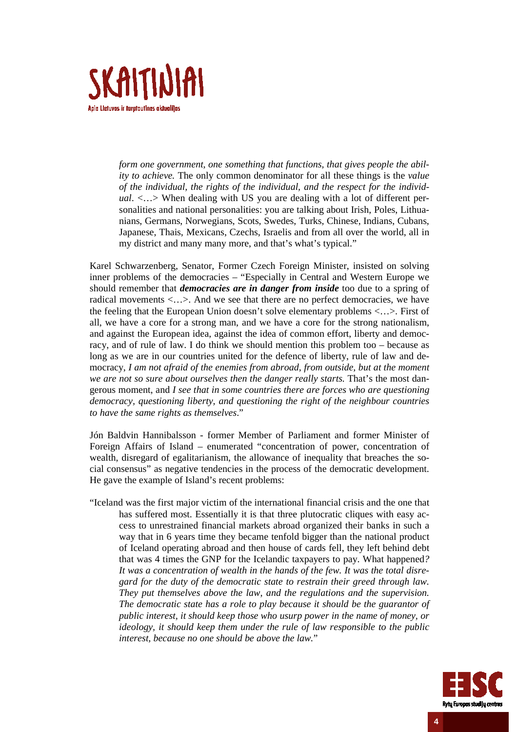*form one government, one something that functions, that gives people the ability to achieve.* The only common denominator for all these things is the *value of the individual, the rights of the individual, and the respect for the individual*. <…> When dealing with US you are dealing with a lot of different personalities and national personalities: you are talking about Irish, Poles, Lithuanians, Germans, Norwegians, Scots, Swedes, Turks, Chinese, Indians, Cubans, Japanese, Thais, Mexicans, Czechs, Israelis and from all over the world, all in my district and many many more, and that's what's typical."

Karel Schwarzenberg, Senator, Former Czech Foreign Minister, insisted on solving inner problems of the democracies – "Especially in Central and Western Europe we should remember that ***democracies are in danger from inside*** too due to a spring of radical movements <…>. And we see that there are no perfect democracies, we have the feeling that the European Union doesn't solve elementary problems <…>. First of all, we have a core for a strong man, and we have a core for the strong nationalism, and against the European idea, against the idea of common effort, liberty and democracy, and of rule of law. I do think we should mention this problem too – because as long as we are in our countries united for the defence of liberty, rule of law and democracy, *I am not afraid of the enemies from abroad, from outside, but at the moment we are not so sure about ourselves then the danger really starts.* That's the most dangerous moment, and *I see that in some countries there are forces who are questioning democracy, questioning liberty, and questioning the right of the neighbour countries to have the same rights as themselves*."

Jón Baldvin Hannibalsson - former Member of Parliament and former Minister of Foreign Affairs of Island – enumerated "concentration of power, concentration of wealth, disregard of egalitarianism, the allowance of inequality that breaches the social consensus" as negative tendencies in the process of the democratic development. He gave the example of Island's recent problems:

"Iceland was the first major victim of the international financial crisis and the one that has suffered most. Essentially it is that three plutocratic cliques with easy access to unrestrained financial markets abroad organized their banks in such a way that in 6 years time they became tenfold bigger than the national product of Iceland operating abroad and then house of cards fell, they left behind debt that was 4 times the GNP for the Icelandic taxpayers to pay. What happened*? It was a concentration of wealth in the hands of the few. It was the total disregard for the duty of the democratic state to restrain their greed through law. They put themselves above the law, and the regulations and the supervision. The democratic state has a role to play because it should be the guarantor of public interest, it should keep those who usurp power in the name of money, or ideology, it should keep them under the rule of law responsible to the public interest, because no one should be above the law.*"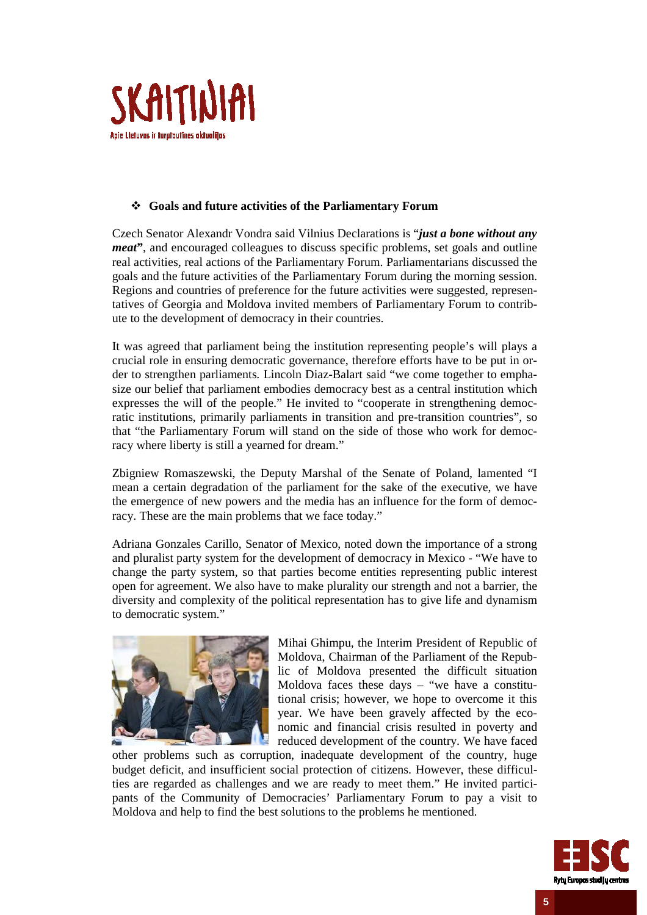## Goals and future activities of the Parliamentary Forum

Czech Senator Alexandr Vondra said Vilnius Declarations is "***just a bone without any meat***", and encouraged colleagues to discuss specific problems, set goals and outline real activities, real actions of the Parliamentary Forum. Parliamentarians discussed the goals and the future activities of the Parliamentary Forum during the morning session. Regions and countries of preference for the future activities were suggested, representatives of Georgia and Moldova invited members of Parliamentary Forum to contribute to the development of democracy in their countries.

It was agreed that parliament being the institution representing people's will plays a crucial role in ensuring democratic governance, therefore efforts have to be put in order to strengthen parliaments. Lincoln Diaz-Balart said "we come together to emphasize our belief that parliament embodies democracy best as a central institution which expresses the will of the people." He invited to "cooperate in strengthening democratic institutions, primarily parliaments in transition and pre-transition countries", so that "the Parliamentary Forum will stand on the side of those who work for democracy where liberty is still a yearned for dream."

Zbigniew Romaszewski, the Deputy Marshal of the Senate of Poland, lamented "I mean a certain degradation of the parliament for the sake of the executive, we have the emergence of new powers and the media has an influence for the form of democracy. These are the main problems that we face today."

Adriana Gonzales Carillo, Senator of Mexico, noted down the importance of a strong and pluralist party system for the development of democracy in Mexico - "We have to change the party system, so that parties become entities representing public interest open for agreement. We also have to make plurality our strength and not a barrier, the diversity and complexity of the political representation has to give life and dynamism to democratic system."

Mihai Ghimpu, the Interim President of Republic of Moldova, Chairman of the Parliament of the Republic of Moldova presented the difficult situation Moldova faces these days – "we have a constitutional crisis; however, we hope to overcome it this year. We have been gravely affected by the economic and financial crisis resulted in poverty and reduced development of the country. We have faced other problems such as corruption, inadequate development of the country, huge budget deficit, and insufficient social protection of citizens. However, these difficulties are regarded as challenges and we are ready to meet them." He invited participants of the Community of Democracies' Parliamentary Forum to pay a visit to Moldova and help to find the best solutions to the problems he mentioned.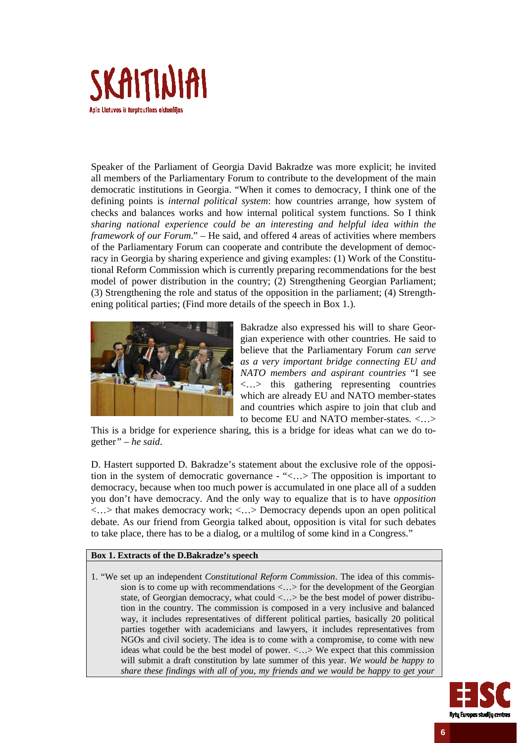Speaker of the Parliament of Georgia David Bakradze was more explicit; he invited all members of the Parliamentary Forum to contribute to the development of the main democratic institutions in Georgia. "When it comes to democracy, I think one of the defining points is *internal political system*: how countries arrange, how system of checks and balances works and how internal political system functions. So I think *sharing national experience could be an interesting and helpful idea within the framework of our Forum*." – He said, and offered 4 areas of activities where members of the Parliamentary Forum can cooperate and contribute the development of democracy in Georgia by sharing experience and giving examples: (1) Work of the Constitutional Reform Commission which is currently preparing recommendations for the best model of power distribution in the country; (2) Strengthening Georgian Parliament; (3) Strengthening the role and status of the opposition in the parliament; (4) Strengthening political parties; (Find more details of the speech in Box 1.).

Bakradze also expressed his will to share Georgian experience with other countries. He said to believe that the Parliamentary Forum *can serve as a very important bridge connecting EU and NATO members and aspirant countries* "I see <…> this gathering representing countries which are already EU and NATO member-states and countries which aspire to join that club and to become EU and NATO member-states. <…> This is a bridge for experience sharing, this is a bridge for ideas what can we do together*" – he said*.

D. Hastert supported D. Bakradze's statement about the exclusive role of the opposition in the system of democratic governance - "<…> The opposition is important to democracy, because when too much power is accumulated in one place all of a sudden you don't have democracy. And the only way to equalize that is to have *opposition* <…> that makes democracy work; <…> Democracy depends upon an open political debate. As our friend from Georgia talked about, opposition is vital for such debates to take place, there has to be a dialog, or a multilog of some kind in a Congress."

**Box 1. Extracts of the D.Bakradze's speech**

1. "We set up an independent *Constitutional Reform Commission*. The idea of this commission is to come up with recommendations <…> for the development of the Georgian state, of Georgian democracy, what could <…> be the best model of power distribution in the country. The commission is composed in a very inclusive and balanced way, it includes representatives of different political parties, basically 20 political parties together with academicians and lawyers, it includes representatives from NGOs and civil society. The idea is to come with a compromise, to come with new ideas what could be the best model of power. <…> We expect that this commission will submit a draft constitution by late summer of this year. *We would be happy to share these findings with all of you, my friends and we would be happy to get your*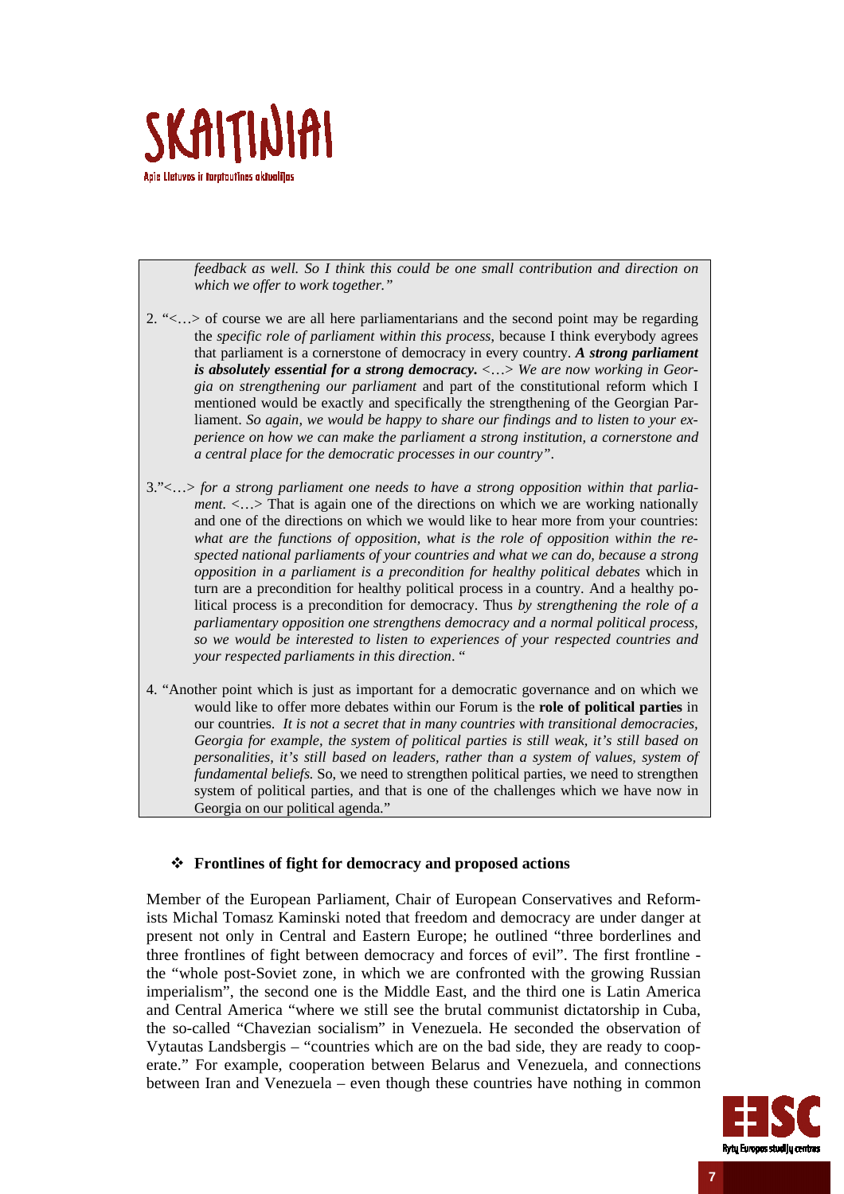*feedback as well. So I think this could be one small contribution and direction on which we offer to work together."*

2. "<…> of course we are all here parliamentarians and the second point may be regarding the *specific role of parliament within this process*, because I think everybody agrees that parliament is a cornerstone of democracy in every country. ***A strong parliament is absolutely essential for a strong democracy.*** <…> *We are now working in Georgia on strengthening our parliament* and part of the constitutional reform which I mentioned would be exactly and specifically the strengthening of the Georgian Parliament. *So again, we would be happy to share our findings and to listen to your experience on how we can make the parliament a strong institution, a cornerstone and a central place for the democratic processes in our country"*.

3."<…> *for a strong parliament one needs to have a strong opposition within that parliament.* <…> That is again one of the directions on which we are working nationally and one of the directions on which we would like to hear more from your countries: *what are the functions of opposition, what is the role of opposition within the respected national parliaments of your countries and what we can do, because a strong opposition in a parliament is a precondition for healthy political debates* which in turn are a precondition for healthy political process in a country. And a healthy political process is a precondition for democracy. Thus *by strengthening the role of a parliamentary opposition one strengthens democracy and a normal political process, so we would be interested to listen to experiences of your respected countries and your respected parliaments in this direction*. "

4. "Another point which is just as important for a democratic governance and on which we would like to offer more debates within our Forum is the **role of political parties** in our countries. *It is not a secret that in many countries with transitional democracies, Georgia for example, the system of political parties is still weak, it's still based on personalities, it's still based on leaders, rather than a system of values, system of fundamental beliefs.* So, we need to strengthen political parties, we need to strengthen system of political parties, and that is one of the challenges which we have now in Georgia on our political agenda."

- **Frontlines of fight for democracy and proposed actions**

Member of the European Parliament, Chair of European Conservatives and Reformists Michal Tomasz Kaminski noted that freedom and democracy are under danger at present not only in Central and Eastern Europe; he outlined "three borderlines and three frontlines of fight between democracy and forces of evil". The first frontline - the "whole post-Soviet zone, in which we are confronted with the growing Russian imperialism", the second one is the Middle East, and the third one is Latin America and Central America "where we still see the brutal communist dictatorship in Cuba, the so-called "Chavezian socialism" in Venezuela. He seconded the observation of Vytautas Landsbergis – "countries which are on the bad side, they are ready to cooperate." For example, cooperation between Belarus and Venezuela, and connections between Iran and Venezuela – even though these countries have nothing in common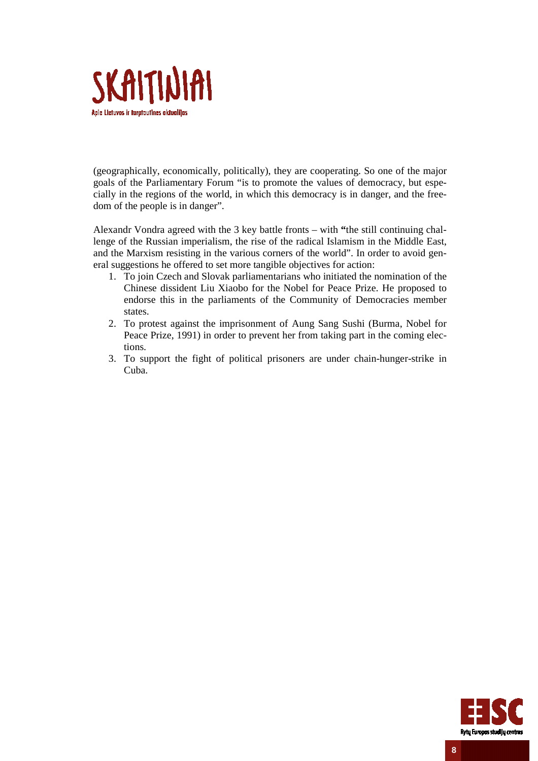(geographically, economically, politically), they are cooperating. So one of the major goals of the Parliamentary Forum "is to promote the values of democracy, but especially in the regions of the world, in which this democracy is in danger, and the freedom of the people is in danger".

Alexandr Vondra agreed with the 3 key battle fronts – with **"**the still continuing challenge of the Russian imperialism, the rise of the radical Islamism in the Middle East, and the Marxism resisting in the various corners of the world". In order to avoid general suggestions he offered to set more tangible objectives for action:

1. To join Czech and Slovak parliamentarians who initiated the nomination of the Chinese dissident Liu Xiaobo for the Nobel for Peace Prize. He proposed to endorse this in the parliaments of the Community of Democracies member states.
2. To protest against the imprisonment of Aung Sang Sushi (Burma, Nobel for Peace Prize, 1991) in order to prevent her from taking part in the coming elections.
3. To support the fight of political prisoners are under chain-hunger-strike in Cuba.